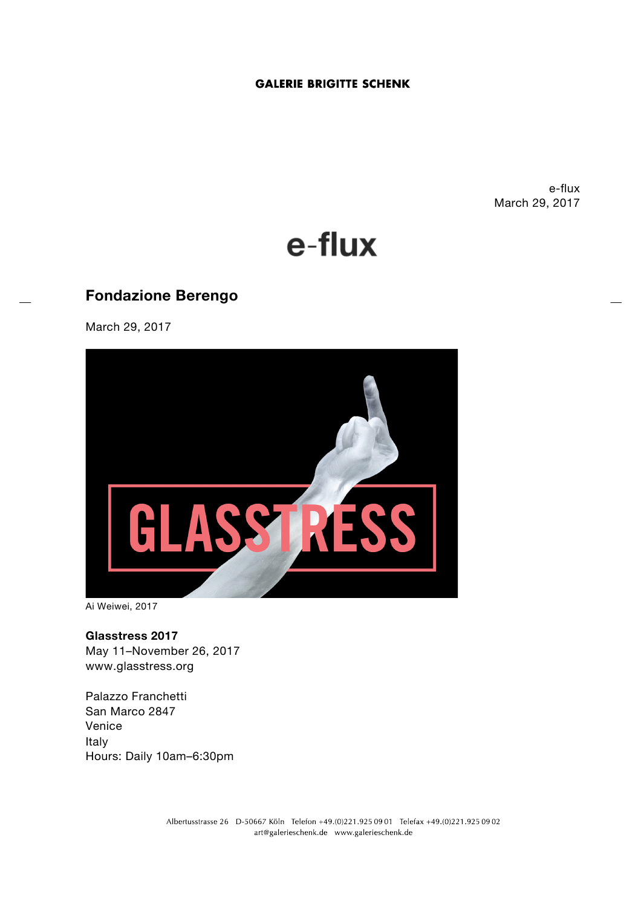**GALERIE BRIGITTE SCHENK**

e-flux
March 29, 2017

# e-flux

## Fondazione Berengo

March 29, 2017

Ai Weiwei, 2017

**Glasstress 2017**
May 11–November 26, 2017
www.glasstress.org

Palazzo Franchetti
San Marco 2847
Venice
Italy
Hours: Daily 10am–6:30pm

Albertusstrasse 26 D-50667 Köln Telefon +49.(0)221.925 09 01 Telefax +49.(0)221.925 09 02
art@galerieschenk.de www.galerieschenk.de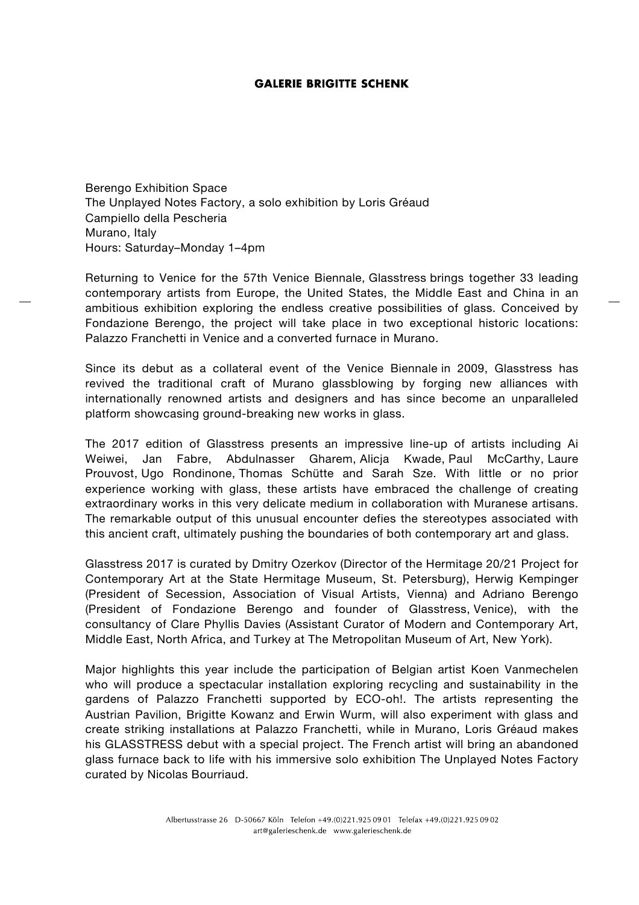Berengo Exhibition Space
The Unplayed Notes Factory, a solo exhibition by Loris Gréaud
Campiello della Pescheria
Murano, Italy
Hours: Saturday–Monday 1–4pm

Returning to Venice for the 57th Venice Biennale, Glasstress brings together 33 leading contemporary artists from Europe, the United States, the Middle East and China in an ambitious exhibition exploring the endless creative possibilities of glass. Conceived by Fondazione Berengo, the project will take place in two exceptional historic locations: Palazzo Franchetti in Venice and a converted furnace in Murano.

Since its debut as a collateral event of the Venice Biennale in 2009, Glasstress has revived the traditional craft of Murano glassblowing by forging new alliances with internationally renowned artists and designers and has since become an unparalleled platform showcasing ground-breaking new works in glass.

The 2017 edition of Glasstress presents an impressive line-up of artists including Ai Weiwei, Jan Fabre, Abdulnasser Gharem, Alicja Kwade, Paul McCarthy, Laure Prouvost, Ugo Rondinone, Thomas Schütte and Sarah Sze. With little or no prior experience working with glass, these artists have embraced the challenge of creating extraordinary works in this very delicate medium in collaboration with Muranese artisans. The remarkable output of this unusual encounter defies the stereotypes associated with this ancient craft, ultimately pushing the boundaries of both contemporary art and glass.

Glasstress 2017 is curated by Dmitry Ozerkov (Director of the Hermitage 20/21 Project for Contemporary Art at the State Hermitage Museum, St. Petersburg), Herwig Kempinger (President of Secession, Association of Visual Artists, Vienna) and Adriano Berengo (President of Fondazione Berengo and founder of Glasstress, Venice), with the consultancy of Clare Phyllis Davies (Assistant Curator of Modern and Contemporary Art, Middle East, North Africa, and Turkey at The Metropolitan Museum of Art, New York).

Major highlights this year include the participation of Belgian artist Koen Vanmechelen who will produce a spectacular installation exploring recycling and sustainability in the gardens of Palazzo Franchetti supported by ECO-oh!. The artists representing the Austrian Pavilion, Brigitte Kowanz and Erwin Wurm, will also experiment with glass and create striking installations at Palazzo Franchetti, while in Murano, Loris Gréaud makes his GLASSTRESS debut with a special project. The French artist will bring an abandoned glass furnace back to life with his immersive solo exhibition The Unplayed Notes Factory curated by Nicolas Bourriaud.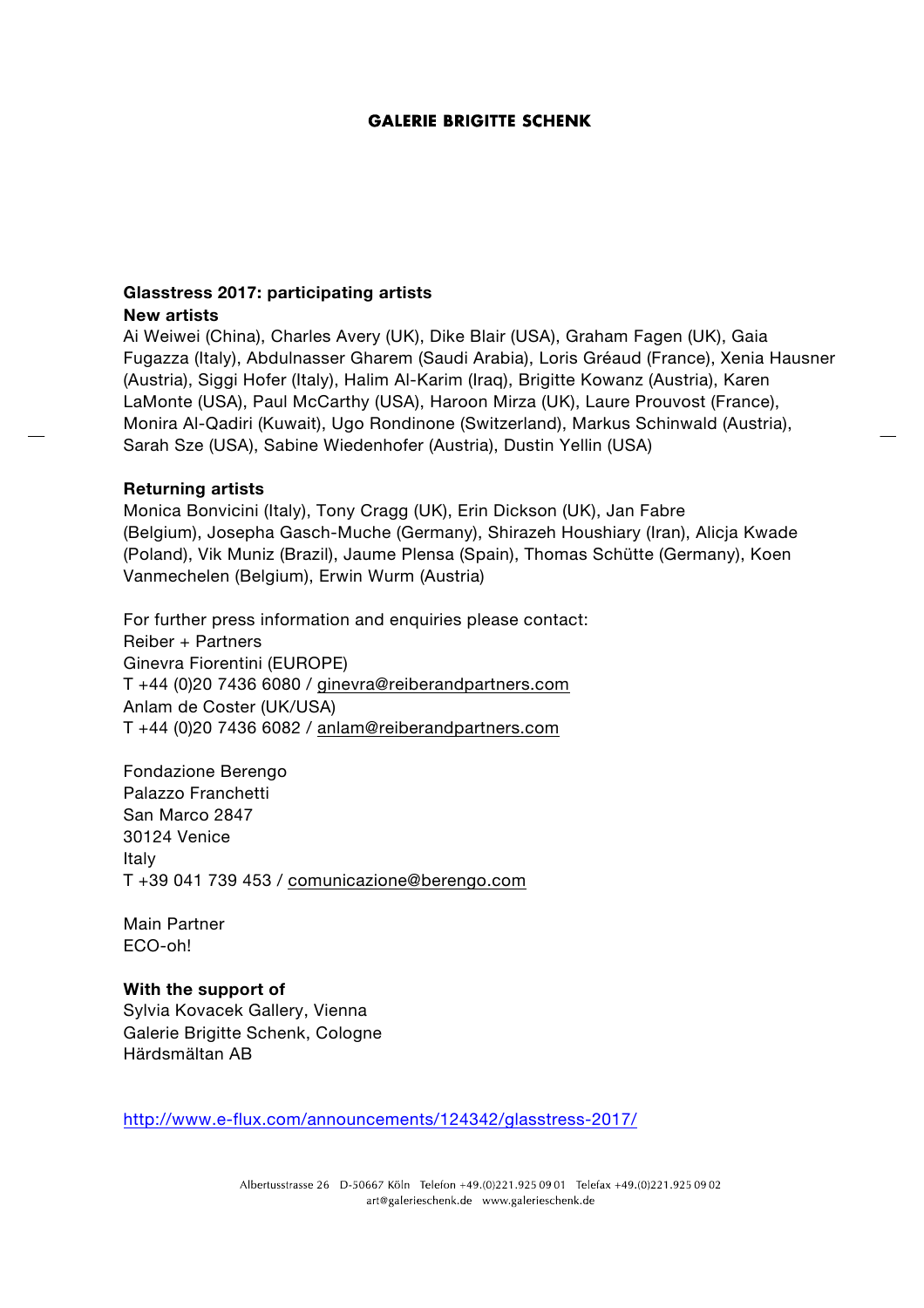**Glasstress 2017: participating artists**

**New artists**

Ai Weiwei (China), Charles Avery (UK), Dike Blair (USA), Graham Fagen (UK), Gaia Fugazza (Italy), Abdulnasser Gharem (Saudi Arabia), Loris Gréaud (France), Xenia Hausner (Austria), Siggi Hofer (Italy), Halim Al-Karim (Iraq), Brigitte Kowanz (Austria), Karen LaMonte (USA), Paul McCarthy (USA), Haroon Mirza (UK), Laure Prouvost (France), Monira Al-Qadiri (Kuwait), Ugo Rondinone (Switzerland), Markus Schinwald (Austria), Sarah Sze (USA), Sabine Wiedenhofer (Austria), Dustin Yellin (USA)

**Returning artists**

Monica Bonvicini (Italy), Tony Cragg (UK), Erin Dickson (UK), Jan Fabre (Belgium), Josepha Gasch-Muche (Germany), Shirazeh Houshiary (Iran), Alicja Kwade (Poland), Vik Muniz (Brazil), Jaume Plensa (Spain), Thomas Schütte (Germany), Koen Vanmechelen (Belgium), Erwin Wurm (Austria)

For further press information and enquiries please contact:
Reiber + Partners
Ginevra Fiorentini (EUROPE)
T +44 (0)20 7436 6080 / ginevra@reiberandpartners.com
Anlam de Coster (UK/USA)
T +44 (0)20 7436 6082 / anlam@reiberandpartners.com

Fondazione Berengo
Palazzo Franchetti
San Marco 2847
30124 Venice
Italy
T +39 041 739 453 / comunicazione@berengo.com

Main Partner
ECO-oh!

**With the support of**
Sylvia Kovacek Gallery, Vienna
Galerie Brigitte Schenk, Cologne
Härdsmältan AB

http://www.e-flux.com/announcements/124342/glasstress-2017/